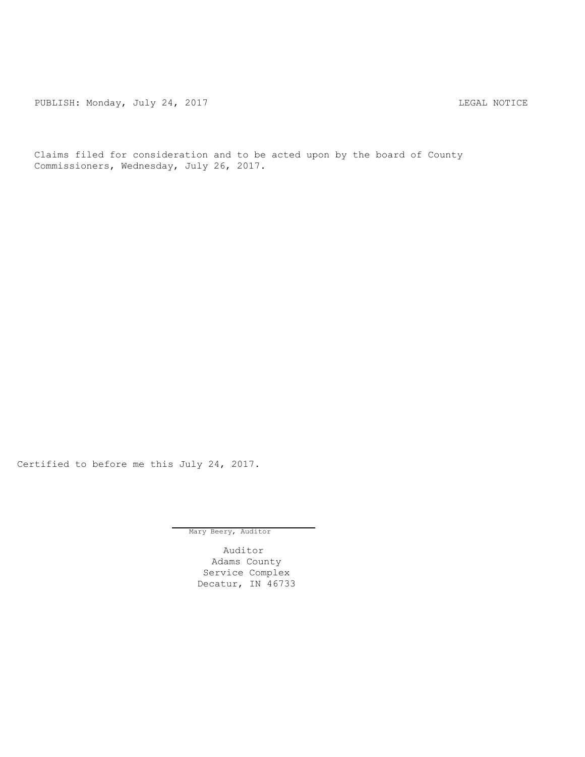PUBLISH: Monday, July 24, 2017 LEGAL NOTICE

Claims filed for consideration and to be acted upon by the board of County Commissioners, Wednesday, July 26, 2017.

Certified to before me this July 24, 2017.

Mary Beery, Auditor

Auditor
Adams County
Service Complex
Decatur, IN 46733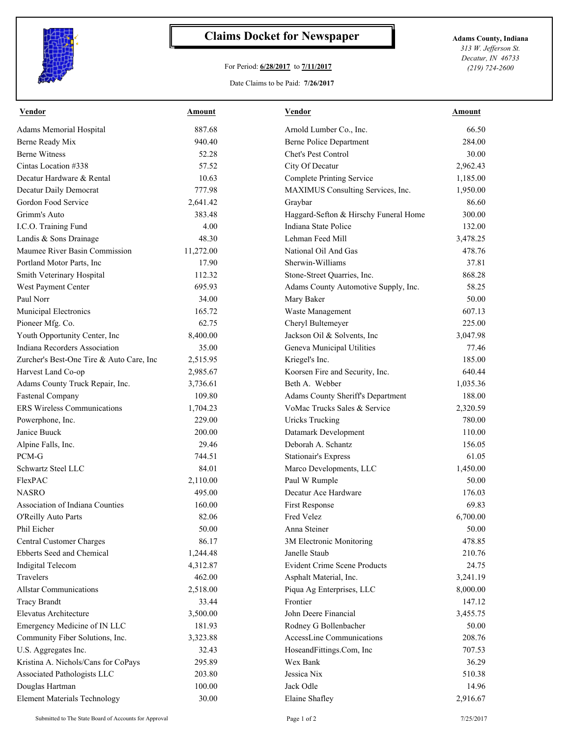# Claims Docket for Newspaper

For Period: **6/28/2017** to **7/11/2017**

Date Claims to be Paid: **7/26/2017**

**Adams County, Indiana**
*313 W. Jefferson St.*
*Decatur, IN 46733*
*(219) 724-2600*

| Vendor | Amount | Vendor | Amount |
|---|---|---|---|
| Adams Memorial Hospital | 887.68 | Arnold Lumber Co., Inc. | 66.50 |
| Berne Ready Mix | 940.40 | Berne Police Department | 284.00 |
| Berne Witness | 52.28 | Chet's Pest Control | 30.00 |
| Cintas Location #338 | 57.52 | City Of Decatur | 2,962.43 |
| Decatur Hardware & Rental | 10.63 | Complete Printing Service | 1,185.00 |
| Decatur Daily Democrat | 777.98 | MAXIMUS Consulting Services, Inc. | 1,950.00 |
| Gordon Food Service | 2,641.42 | Graybar | 86.60 |
| Grimm's Auto | 383.48 | Haggard-Sefton & Hirschy Funeral Home | 300.00 |
| I.C.O. Training Fund | 4.00 | Indiana State Police | 132.00 |
| Landis & Sons Drainage | 48.30 | Lehman Feed Mill | 3,478.25 |
| Maumee River Basin Commission | 11,272.00 | National Oil And Gas | 478.76 |
| Portland Motor Parts, Inc | 17.90 | Sherwin-Williams | 37.81 |
| Smith Veterinary Hospital | 112.32 | Stone-Street Quarries, Inc. | 868.28 |
| West Payment Center | 695.93 | Adams County Automotive Supply, Inc. | 58.25 |
| Paul Norr | 34.00 | Mary Baker | 50.00 |
| Municipal Electronics | 165.72 | Waste Management | 607.13 |
| Pioneer Mfg. Co. | 62.75 | Cheryl Bultemeyer | 225.00 |
| Youth Opportunity Center, Inc | 8,400.00 | Jackson Oil & Solvents, Inc | 3,047.98 |
| Indiana Recorders Association | 35.00 | Geneva Municipal Utilities | 77.46 |
| Zurcher's Best-One Tire & Auto Care, Inc | 2,515.95 | Kriegel's Inc. | 185.00 |
| Harvest Land Co-op | 2,985.67 | Koorsen Fire and Security, Inc. | 640.44 |
| Adams County Truck Repair, Inc. | 3,736.61 | Beth A. Webber | 1,035.36 |
| Fastenal Company | 109.80 | Adams County Sheriff's Department | 188.00 |
| ERS Wireless Communications | 1,704.23 | VoMac Trucks Sales & Service | 2,320.59 |
| Powerphone, Inc. | 229.00 | Uricks Trucking | 780.00 |
| Janice Buuck | 200.00 | Datamark Development | 110.00 |
| Alpine Falls, Inc. | 29.46 | Deborah A. Schantz | 156.05 |
| PCM-G | 744.51 | Stationair's Express | 61.05 |
| Schwartz Steel LLC | 84.01 | Marco Developments, LLC | 1,450.00 |
| FlexPAC | 2,110.00 | Paul W Rumple | 50.00 |
| NASRO | 495.00 | Decatur Ace Hardware | 176.03 |
| Association of Indiana Counties | 160.00 | First Response | 69.83 |
| O'Reilly Auto Parts | 82.06 | Fred Velez | 6,700.00 |
| Phil Eicher | 50.00 | Anna Steiner | 50.00 |
| Central Customer Charges | 86.17 | 3M Electronic Monitoring | 478.85 |
| Ebberts Seed and Chemical | 1,244.48 | Janelle Staub | 210.76 |
| Indigital Telecom | 4,312.87 | Evident Crime Scene Products | 24.75 |
| Travelers | 462.00 | Asphalt Material, Inc. | 3,241.19 |
| Allstar Communications | 2,518.00 | Piqua Ag Enterprises, LLC | 8,000.00 |
| Tracy Brandt | 33.44 | Frontier | 147.12 |
| Elevatus Architecture | 3,500.00 | John Deere Financial | 3,455.75 |
| Emergency Medicine of IN LLC | 181.93 | Rodney G Bollenbacher | 50.00 |
| Community Fiber Solutions, Inc. | 3,323.88 | AccessLine Communications | 208.76 |
| U.S. Aggregates Inc. | 32.43 | HoseandFittings.Com, Inc | 707.53 |
| Kristina A. Nichols/Cans for CoPays | 295.89 | Wex Bank | 36.29 |
| Associated Pathologists LLC | 203.80 | Jessica Nix | 510.38 |
| Douglas Hartman | 100.00 | Jack Odle | 14.96 |
| Element Materials Technology | 30.00 | Elaine Shafley | 2,916.67 |

Submitted to The State Board of Accounts for Approval

7/25/2017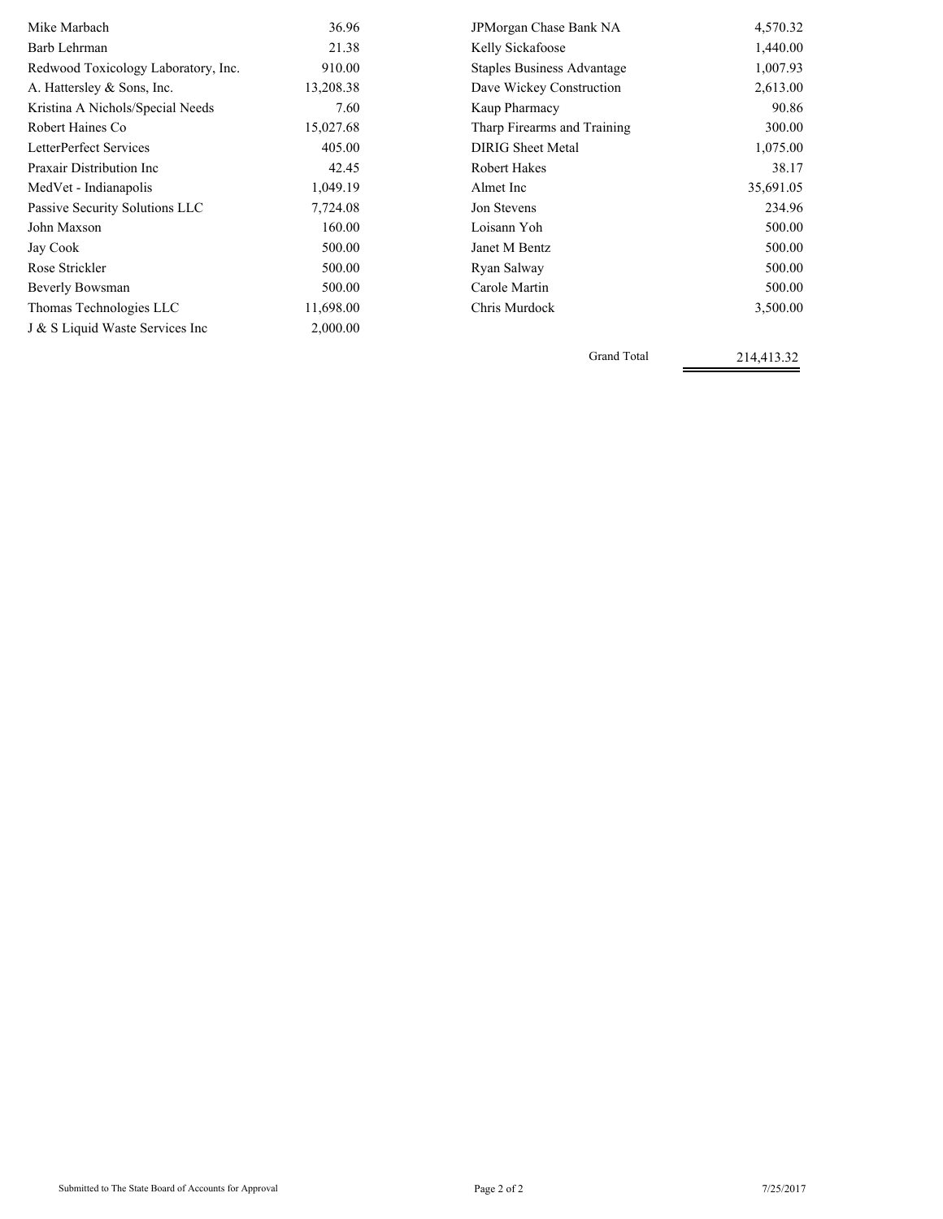| | | | |
|---|---|---|---|
| Mike Marbach | 36.96 | JPMorgan Chase Bank NA | 4,570.32 |
| Barb Lehrman | 21.38 | Kelly Sickafoose | 1,440.00 |
| Redwood Toxicology Laboratory, Inc. | 910.00 | Staples Business Advantage | 1,007.93 |
| A. Hattersley & Sons, Inc. | 13,208.38 | Dave Wickey Construction | 2,613.00 |
| Kristina A Nichols/Special Needs | 7.60 | Kaup Pharmacy | 90.86 |
| Robert Haines Co | 15,027.68 | Tharp Firearms and Training | 300.00 |
| LetterPerfect Services | 405.00 | DIRIG Sheet Metal | 1,075.00 |
| Praxair Distribution Inc | 42.45 | Robert Hakes | 38.17 |
| MedVet - Indianapolis | 1,049.19 | Almet Inc | 35,691.05 |
| Passive Security Solutions LLC | 7,724.08 | Jon Stevens | 234.96 |
| John Maxson | 160.00 | Loisann Yoh | 500.00 |
| Jay Cook | 500.00 | Janet M Bentz | 500.00 |
| Rose Strickler | 500.00 | Ryan Salway | 500.00 |
| Beverly Bowsman | 500.00 | Carole Martin | 500.00 |
| Thomas Technologies LLC | 11,698.00 | Chris Murdock | 3,500.00 |
| J & S Liquid Waste Services Inc | 2,000.00 | | |
| | | Grand Total | 214,413.32 |

Submitted to The State Board of Accounts for Approval

7/25/2017